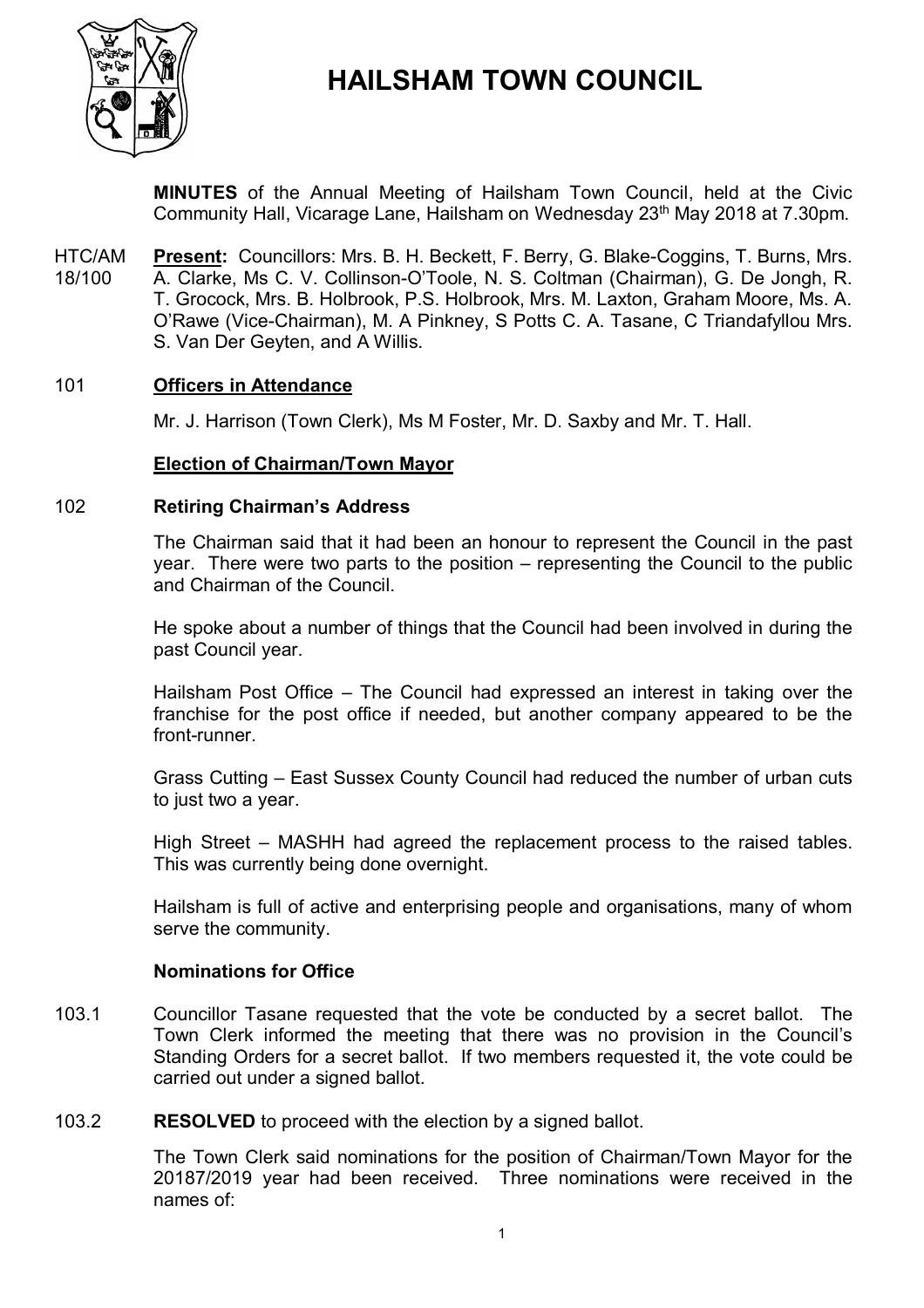# HAILSHAM TOWN COUNCIL

**MINUTES** of the Annual Meeting of Hailsham Town Council, held at the Civic Community Hall, Vicarage Lane, Hailsham on Wednesday 23th May 2018 at 7.30pm.

HTC/AM 18/100 **Present:** Councillors: Mrs. B. H. Beckett, F. Berry, G. Blake-Coggins, T. Burns, Mrs. A. Clarke, Ms C. V. Collinson-O'Toole, N. S. Coltman (Chairman), G. De Jongh, R. T. Grocock, Mrs. B. Holbrook, P.S. Holbrook, Mrs. M. Laxton, Graham Moore, Ms. A. O'Rawe (Vice-Chairman), M. A Pinkney, S Potts C. A. Tasane, C Triandafyllou Mrs. S. Van Der Geyten, and A Willis.

101 **Officers in Attendance**

Mr. J. Harrison (Town Clerk), Ms M Foster, Mr. D. Saxby and Mr. T. Hall.

**Election of Chairman/Town Mayor**

102 **Retiring Chairman's Address**

The Chairman said that it had been an honour to represent the Council in the past year. There were two parts to the position – representing the Council to the public and Chairman of the Council.

He spoke about a number of things that the Council had been involved in during the past Council year.

Hailsham Post Office – The Council had expressed an interest in taking over the franchise for the post office if needed, but another company appeared to be the front-runner.

Grass Cutting – East Sussex County Council had reduced the number of urban cuts to just two a year.

High Street – MASHH had agreed the replacement process to the raised tables. This was currently being done overnight.

Hailsham is full of active and enterprising people and organisations, many of whom serve the community.

**Nominations for Office**

103.1 Councillor Tasane requested that the vote be conducted by a secret ballot. The Town Clerk informed the meeting that there was no provision in the Council's Standing Orders for a secret ballot. If two members requested it, the vote could be carried out under a signed ballot.

103.2 **RESOLVED** to proceed with the election by a signed ballot.

The Town Clerk said nominations for the position of Chairman/Town Mayor for the 20187/2019 year had been received. Three nominations were received in the names of: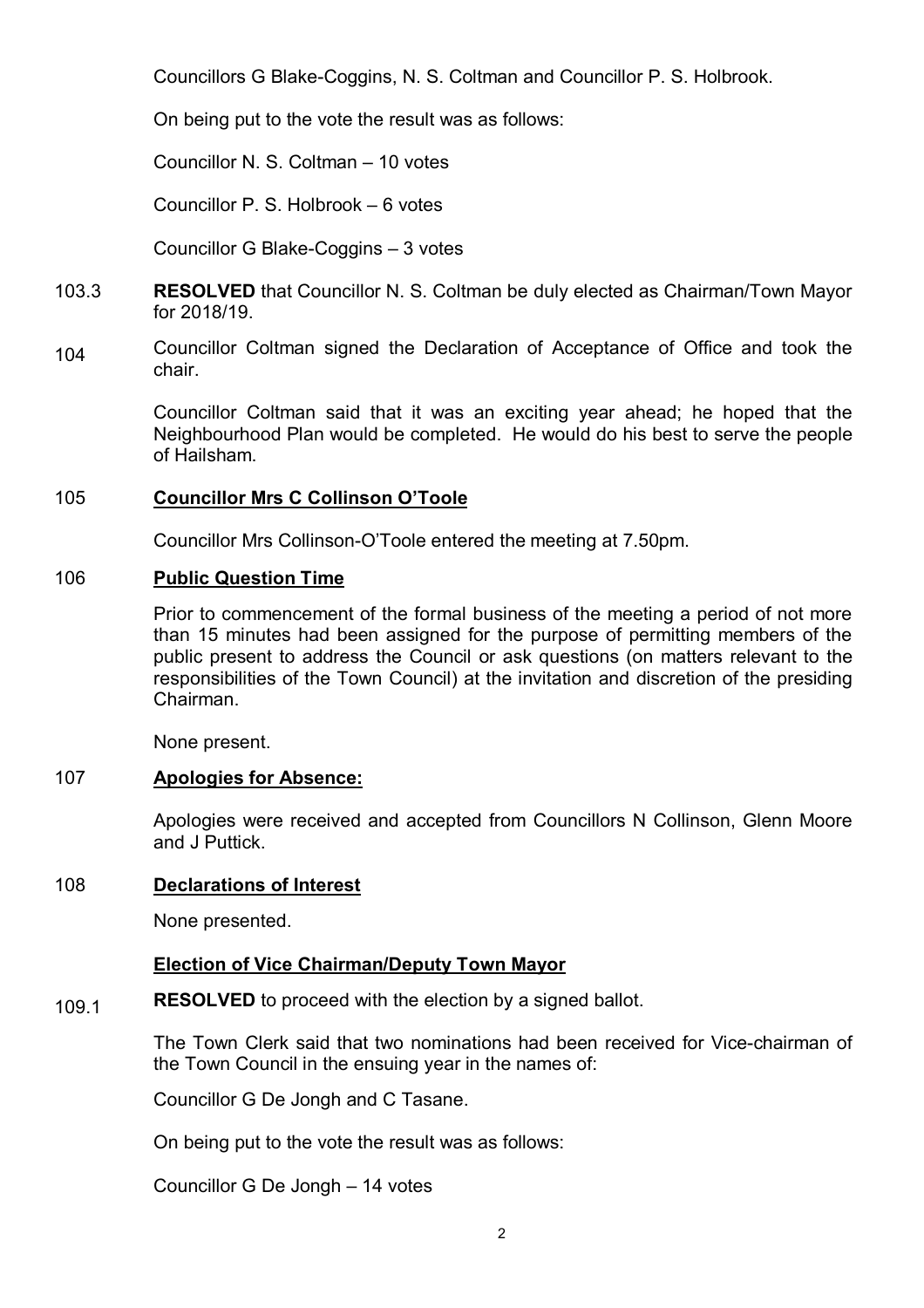Councillors G Blake-Coggins, N. S. Coltman and Councillor P. S. Holbrook.

On being put to the vote the result was as follows:

Councillor N. S. Coltman – 10 votes

Councillor P. S. Holbrook – 6 votes

Councillor G Blake-Coggins – 3 votes

103.3 **RESOLVED** that Councillor N. S. Coltman be duly elected as Chairman/Town Mayor for 2018/19.

104 Councillor Coltman signed the Declaration of Acceptance of Office and took the chair.

Councillor Coltman said that it was an exciting year ahead; he hoped that the Neighbourhood Plan would be completed. He would do his best to serve the people of Hailsham.

105 **Councillor Mrs C Collinson O'Toole**

Councillor Mrs Collinson-O'Toole entered the meeting at 7.50pm.

106 **Public Question Time**

Prior to commencement of the formal business of the meeting a period of not more than 15 minutes had been assigned for the purpose of permitting members of the public present to address the Council or ask questions (on matters relevant to the responsibilities of the Town Council) at the invitation and discretion of the presiding Chairman.

None present.

107 **Apologies for Absence:**

Apologies were received and accepted from Councillors N Collinson, Glenn Moore and J Puttick.

108 **Declarations of Interest**

None presented.

**Election of Vice Chairman/Deputy Town Mayor**

109.1 **RESOLVED** to proceed with the election by a signed ballot.

The Town Clerk said that two nominations had been received for Vice-chairman of the Town Council in the ensuing year in the names of:

Councillor G De Jongh and C Tasane.

On being put to the vote the result was as follows:

Councillor G De Jongh – 14 votes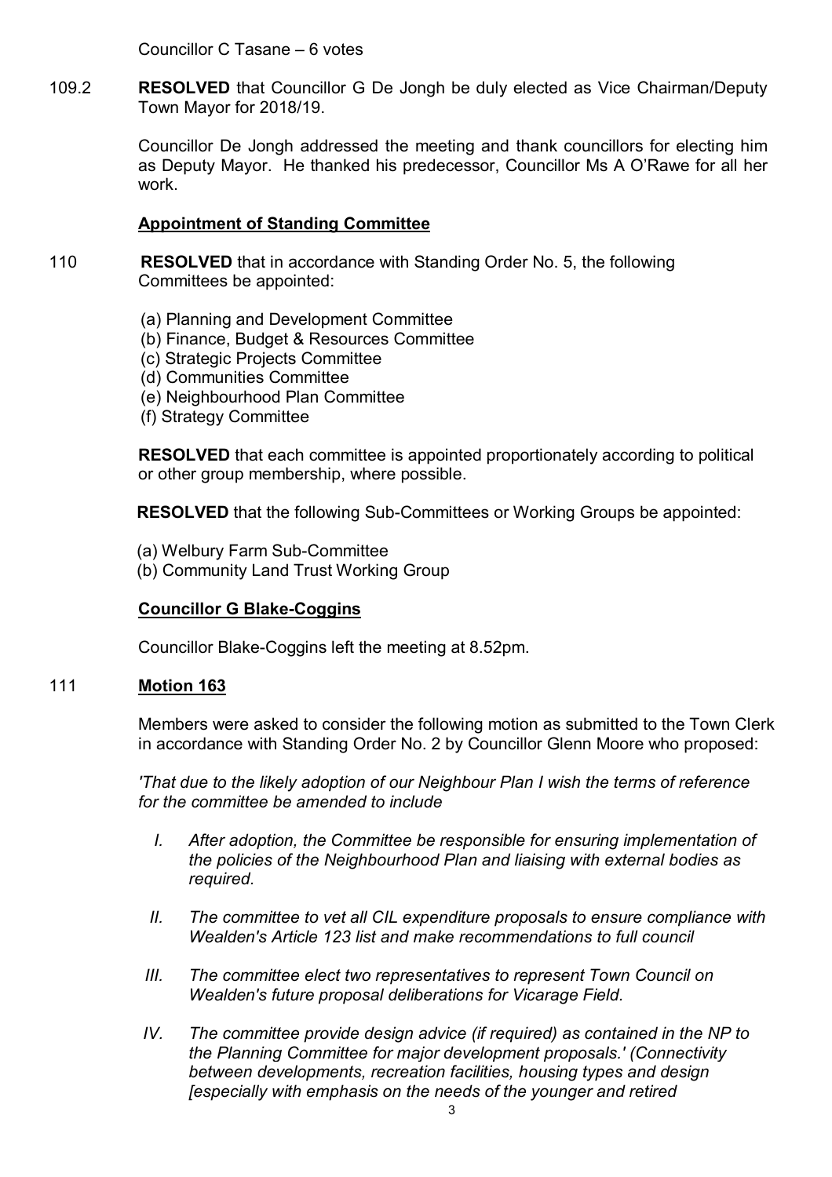Councillor C Tasane – 6 votes

109.2 **RESOLVED** that Councillor G De Jongh be duly elected as Vice Chairman/Deputy Town Mayor for 2018/19.

Councillor De Jongh addressed the meeting and thank councillors for electing him as Deputy Mayor. He thanked his predecessor, Councillor Ms A O'Rawe for all her work.

**Appointment of Standing Committee**

110 **RESOLVED** that in accordance with Standing Order No. 5, the following Committees be appointed:

(a) Planning and Development Committee
(b) Finance, Budget & Resources Committee
(c) Strategic Projects Committee
(d) Communities Committee
(e) Neighbourhood Plan Committee
(f) Strategy Committee

**RESOLVED** that each committee is appointed proportionately according to political or other group membership, where possible.

**RESOLVED** that the following Sub-Committees or Working Groups be appointed:

(a) Welbury Farm Sub-Committee
(b) Community Land Trust Working Group

**Councillor G Blake-Coggins**

Councillor Blake-Coggins left the meeting at 8.52pm.

111 **Motion 163**

Members were asked to consider the following motion as submitted to the Town Clerk in accordance with Standing Order No. 2 by Councillor Glenn Moore who proposed:

*'That due to the likely adoption of our Neighbour Plan I wish the terms of reference for the committee be amended to include*

*I. After adoption, the Committee be responsible for ensuring implementation of the policies of the Neighbourhood Plan and liaising with external bodies as required.*

*II. The committee to vet all CIL expenditure proposals to ensure compliance with Wealden's Article 123 list and make recommendations to full council*

*III. The committee elect two representatives to represent Town Council on Wealden's future proposal deliberations for Vicarage Field.*

*IV. The committee provide design advice (if required) as contained in the NP to the Planning Committee for major development proposals.' (Connectivity between developments, recreation facilities, housing types and design [especially with emphasis on the needs of the younger and retired*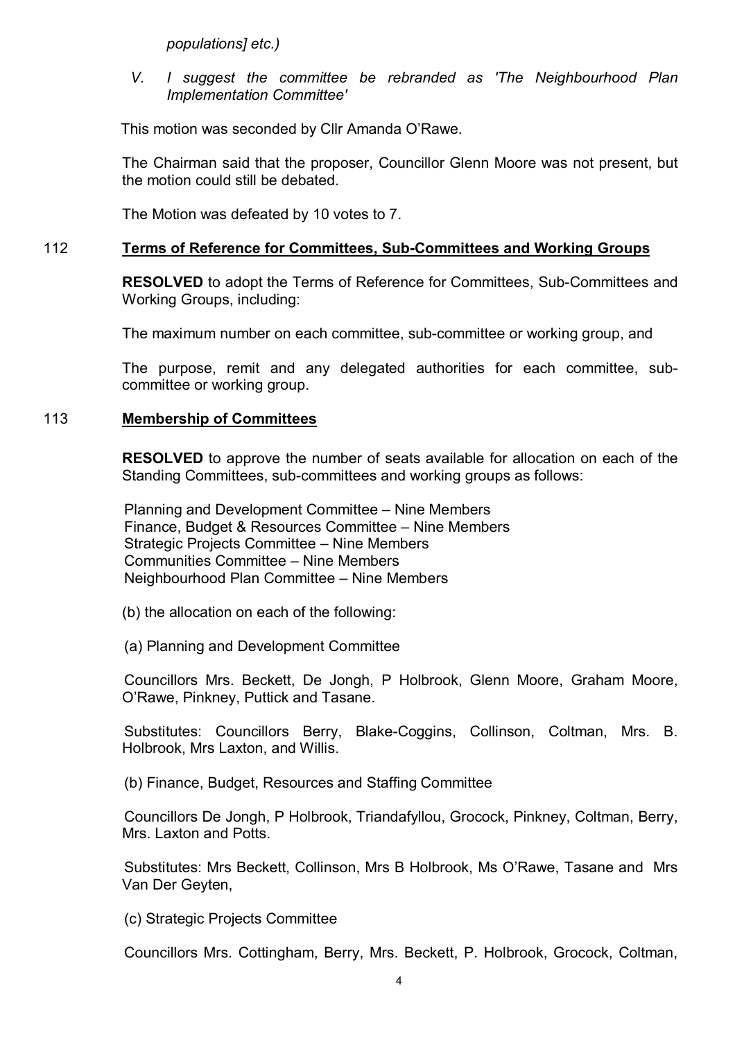*populations] etc.)*

*V. I suggest the committee be rebranded as 'The Neighbourhood Plan Implementation Committee'*

This motion was seconded by Cllr Amanda O'Rawe.

The Chairman said that the proposer, Councillor Glenn Moore was not present, but the motion could still be debated.

The Motion was defeated by 10 votes to 7.

## 112 **Terms of Reference for Committees, Sub-Committees and Working Groups**

**RESOLVED** to adopt the Terms of Reference for Committees, Sub-Committees and Working Groups, including:

The maximum number on each committee, sub-committee or working group, and

The purpose, remit and any delegated authorities for each committee, sub-committee or working group.

## 113 **Membership of Committees**

**RESOLVED** to approve the number of seats available for allocation on each of the Standing Committees, sub-committees and working groups as follows:

Planning and Development Committee – Nine Members
Finance, Budget & Resources Committee – Nine Members
Strategic Projects Committee – Nine Members
Communities Committee – Nine Members
Neighbourhood Plan Committee – Nine Members

(b) the allocation on each of the following:

(a) Planning and Development Committee

Councillors Mrs. Beckett, De Jongh, P Holbrook, Glenn Moore, Graham Moore, O'Rawe, Pinkney, Puttick and Tasane.

Substitutes: Councillors Berry, Blake-Coggins, Collinson, Coltman, Mrs. B. Holbrook, Mrs Laxton, and Willis.

(b) Finance, Budget, Resources and Staffing Committee

Councillors De Jongh, P Holbrook, Triandafyllou, Grocock, Pinkney, Coltman, Berry, Mrs. Laxton and Potts.

Substitutes: Mrs Beckett, Collinson, Mrs B Holbrook, Ms O'Rawe, Tasane and Mrs Van Der Geyten,

(c) Strategic Projects Committee

Councillors Mrs. Cottingham, Berry, Mrs. Beckett, P. Holbrook, Grocock, Coltman,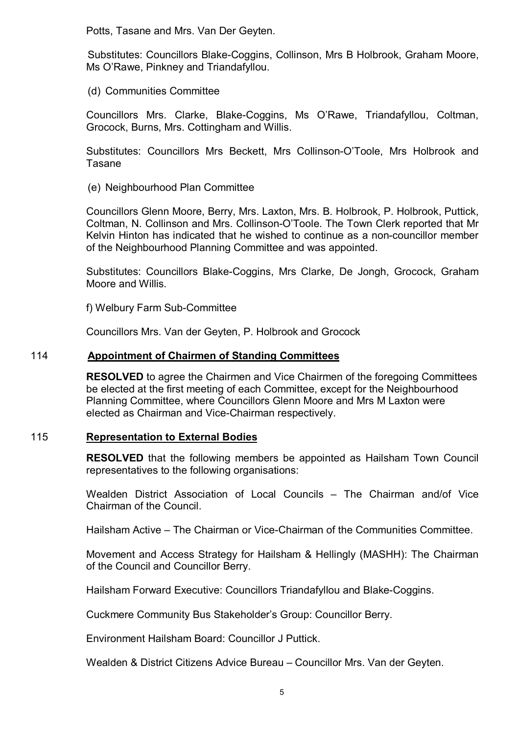Potts, Tasane and Mrs. Van Der Geyten.

Substitutes: Councillors Blake-Coggins, Collinson, Mrs B Holbrook, Graham Moore, Ms O'Rawe, Pinkney and Triandafyllou.

(d) Communities Committee

Councillors Mrs. Clarke, Blake-Coggins, Ms O'Rawe, Triandafyllou, Coltman, Grocock, Burns, Mrs. Cottingham and Willis.

Substitutes: Councillors Mrs Beckett, Mrs Collinson-O'Toole, Mrs Holbrook and Tasane

(e) Neighbourhood Plan Committee

Councillors Glenn Moore, Berry, Mrs. Laxton, Mrs. B. Holbrook, P. Holbrook, Puttick, Coltman, N. Collinson and Mrs. Collinson-O'Toole. The Town Clerk reported that Mr Kelvin Hinton has indicated that he wished to continue as a non-councillor member of the Neighbourhood Planning Committee and was appointed.

Substitutes: Councillors Blake-Coggins, Mrs Clarke, De Jongh, Grocock, Graham Moore and Willis.

f) Welbury Farm Sub-Committee

Councillors Mrs. Van der Geyten, P. Holbrook and Grocock

## 114 **Appointment of Chairmen of Standing Committees**

**RESOLVED** to agree the Chairmen and Vice Chairmen of the foregoing Committees be elected at the first meeting of each Committee, except for the Neighbourhood Planning Committee, where Councillors Glenn Moore and Mrs M Laxton were elected as Chairman and Vice-Chairman respectively.

## 115 **Representation to External Bodies**

**RESOLVED** that the following members be appointed as Hailsham Town Council representatives to the following organisations:

Wealden District Association of Local Councils – The Chairman and/of Vice Chairman of the Council.

Hailsham Active – The Chairman or Vice-Chairman of the Communities Committee.

Movement and Access Strategy for Hailsham & Hellingly (MASHH): The Chairman of the Council and Councillor Berry.

Hailsham Forward Executive: Councillors Triandafyllou and Blake-Coggins.

Cuckmere Community Bus Stakeholder's Group: Councillor Berry.

Environment Hailsham Board: Councillor J Puttick.

Wealden & District Citizens Advice Bureau – Councillor Mrs. Van der Geyten.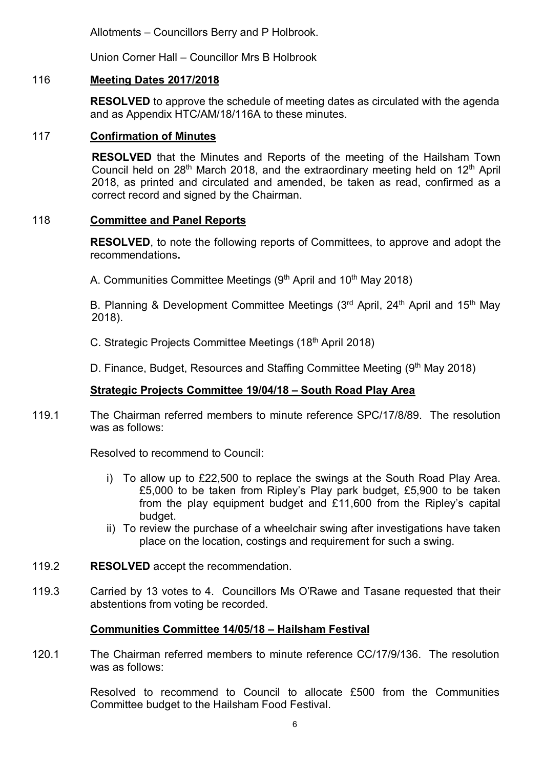Allotments – Councillors Berry and P Holbrook.

Union Corner Hall – Councillor Mrs B Holbrook

## 116 Meeting Dates 2017/2018

**RESOLVED** to approve the schedule of meeting dates as circulated with the agenda and as Appendix HTC/AM/18/116A to these minutes.

## 117 Confirmation of Minutes

**RESOLVED** that the Minutes and Reports of the meeting of the Hailsham Town Council held on 28th March 2018, and the extraordinary meeting held on 12th April 2018, as printed and circulated and amended, be taken as read, confirmed as a correct record and signed by the Chairman.

## 118 Committee and Panel Reports

**RESOLVED**, to note the following reports of Committees, to approve and adopt the recommendations**.**

A. Communities Committee Meetings (9th April and 10th May 2018)

B. Planning & Development Committee Meetings (3rd April, 24th April and 15th May 2018).

C. Strategic Projects Committee Meetings (18th April 2018)

D. Finance, Budget, Resources and Staffing Committee Meeting (9th May 2018)

### Strategic Projects Committee 19/04/18 – South Road Play Area

119.1 The Chairman referred members to minute reference SPC/17/8/89. The resolution was as follows:

Resolved to recommend to Council:

i) To allow up to £22,500 to replace the swings at the South Road Play Area. £5,000 to be taken from Ripley's Play park budget, £5,900 to be taken from the play equipment budget and £11,600 from the Ripley's capital budget.

ii) To review the purchase of a wheelchair swing after investigations have taken place on the location, costings and requirement for such a swing.

119.2 **RESOLVED** accept the recommendation.

119.3 Carried by 13 votes to 4. Councillors Ms O'Rawe and Tasane requested that their abstentions from voting be recorded.

### Communities Committee 14/05/18 – Hailsham Festival

120.1 The Chairman referred members to minute reference CC/17/9/136. The resolution was as follows:

Resolved to recommend to Council to allocate £500 from the Communities Committee budget to the Hailsham Food Festival.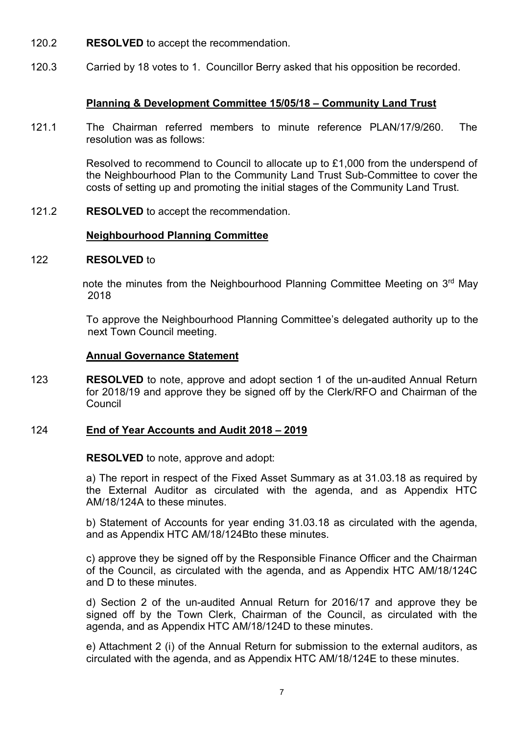120.2 **RESOLVED** to accept the recommendation.

120.3 Carried by 18 votes to 1. Councillor Berry asked that his opposition be recorded.

**Planning & Development Committee 15/05/18 – Community Land Trust**

121.1 The Chairman referred members to minute reference PLAN/17/9/260. The resolution was as follows:

Resolved to recommend to Council to allocate up to £1,000 from the underspend of the Neighbourhood Plan to the Community Land Trust Sub-Committee to cover the costs of setting up and promoting the initial stages of the Community Land Trust.

121.2 **RESOLVED** to accept the recommendation.

**Neighbourhood Planning Committee**

122 **RESOLVED** to

note the minutes from the Neighbourhood Planning Committee Meeting on 3rd May 2018

To approve the Neighbourhood Planning Committee's delegated authority up to the next Town Council meeting.

**Annual Governance Statement**

123 **RESOLVED** to note, approve and adopt section 1 of the un-audited Annual Return for 2018/19 and approve they be signed off by the Clerk/RFO and Chairman of the Council

124 **End of Year Accounts and Audit 2018 – 2019**

**RESOLVED** to note, approve and adopt:

a) The report in respect of the Fixed Asset Summary as at 31.03.18 as required by the External Auditor as circulated with the agenda, and as Appendix HTC AM/18/124A to these minutes.

b) Statement of Accounts for year ending 31.03.18 as circulated with the agenda, and as Appendix HTC AM/18/124Bto these minutes.

c) approve they be signed off by the Responsible Finance Officer and the Chairman of the Council, as circulated with the agenda, and as Appendix HTC AM/18/124C and D to these minutes.

d) Section 2 of the un-audited Annual Return for 2016/17 and approve they be signed off by the Town Clerk, Chairman of the Council, as circulated with the agenda, and as Appendix HTC AM/18/124D to these minutes.

e) Attachment 2 (i) of the Annual Return for submission to the external auditors, as circulated with the agenda, and as Appendix HTC AM/18/124E to these minutes.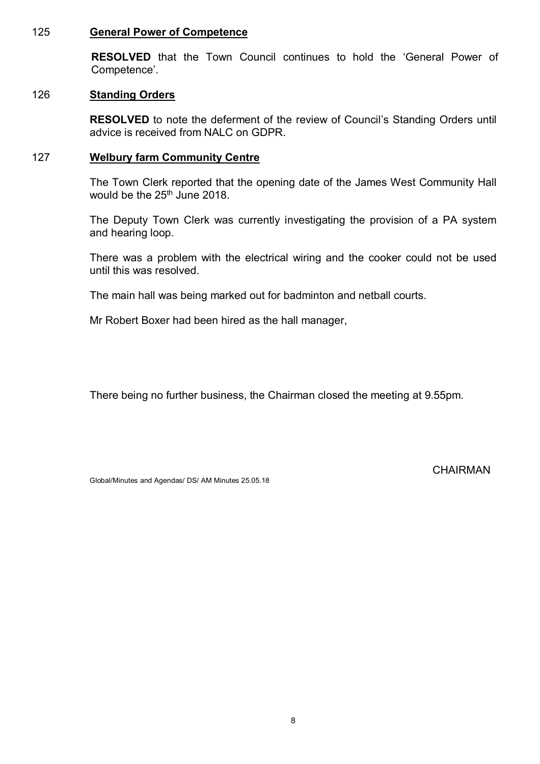125 **General Power of Competence**

**RESOLVED** that the Town Council continues to hold the 'General Power of Competence'.

126 **Standing Orders**

**RESOLVED** to note the deferment of the review of Council's Standing Orders until advice is received from NALC on GDPR.

127 **Welbury farm Community Centre**

The Town Clerk reported that the opening date of the James West Community Hall would be the 25th June 2018.

The Deputy Town Clerk was currently investigating the provision of a PA system and hearing loop.

There was a problem with the electrical wiring and the cooker could not be used until this was resolved.

The main hall was being marked out for badminton and netball courts.

Mr Robert Boxer had been hired as the hall manager,

There being no further business, the Chairman closed the meeting at 9.55pm.

CHAIRMAN

Global/Minutes and Agendas/ DS/ AM Minutes 25.05.18